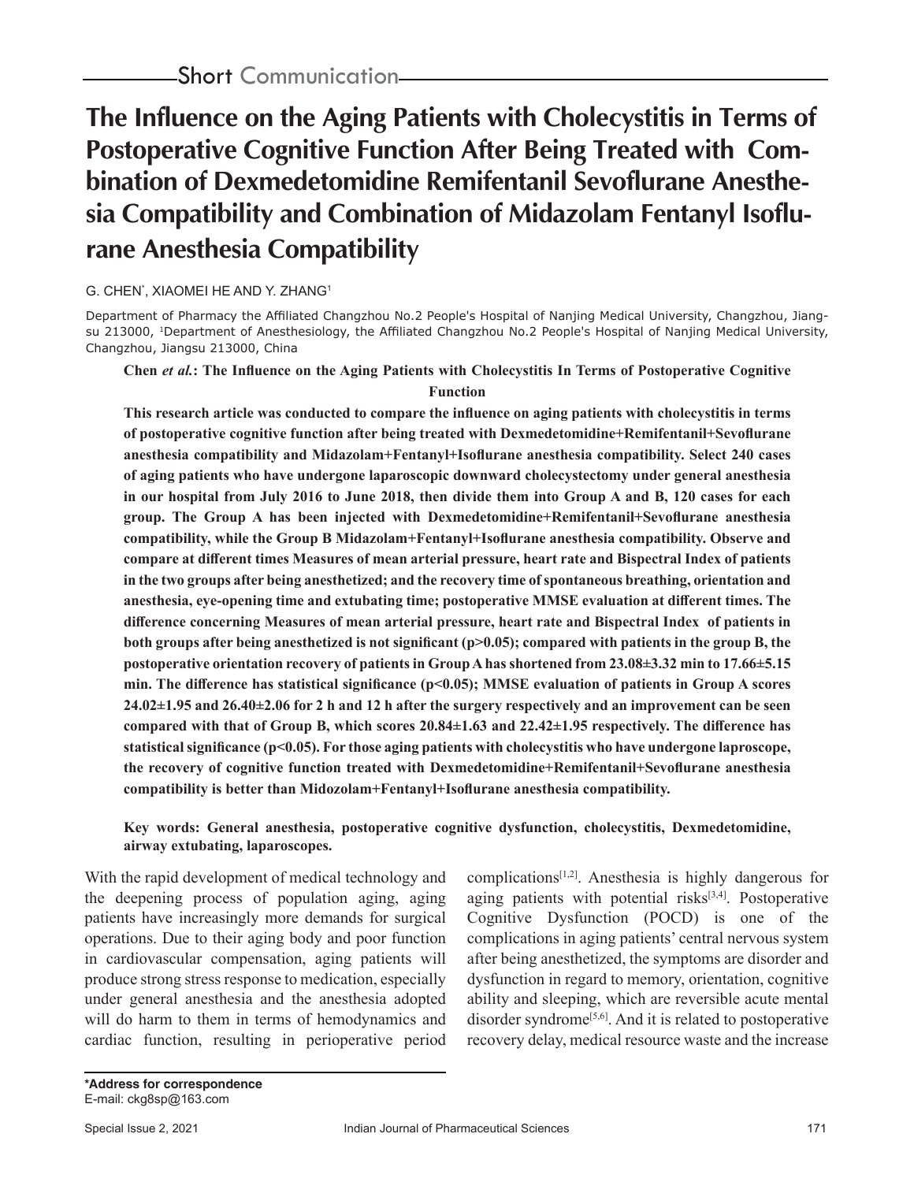Short Communication

# The Influence on the Aging Patients with Cholecystitis in Terms of Postoperative Cognitive Function After Being Treated with Combination of Dexmedetomidine Remifentanil Sevoflurane Anesthesia Compatibility and Combination of Midazolam Fentanyl Isoflurane Anesthesia Compatibility

G. CHEN*, XIAOMEI HE AND Y. ZHANG[1]

Department of Pharmacy the Affiliated Changzhou No.2 People's Hospital of Nanjing Medical University, Changzhou, Jiangsu 213000, [1]Department of Anesthesiology, the Affiliated Changzhou No.2 People's Hospital of Nanjing Medical University, Changzhou, Jiangsu 213000, China

**Chen *et al.*: The Influence on the Aging Patients with Cholecystitis In Terms of Postoperative Cognitive Function**

**This research article was conducted to compare the influence on aging patients with cholecystitis in terms of postoperative cognitive function after being treated with Dexmedetomidine+Remifentanil+Sevoflurane anesthesia compatibility and Midazolam+Fentanyl+Isoflurane anesthesia compatibility. Select 240 cases of aging patients who have undergone laparoscopic downward cholecystectomy under general anesthesia in our hospital from July 2016 to June 2018, then divide them into Group A and B, 120 cases for each group. The Group A has been injected with Dexmedetomidine+Remifentanil+Sevoflurane anesthesia compatibility, while the Group B Midazolam+Fentanyl+Isoflurane anesthesia compatibility. Observe and compare at different times Measures of mean arterial pressure, heart rate and Bispectral Index of patients in the two groups after being anesthetized; and the recovery time of spontaneous breathing, orientation and anesthesia, eye-opening time and extubating time; postoperative MMSE evaluation at different times. The difference concerning Measures of mean arterial pressure, heart rate and Bispectral Index of patients in both groups after being anesthetized is not significant ($p>0.05$); compared with patients in the group B, the postoperative orientation recovery of patients in Group A has shortened from 23.08±3.32 min to 17.66±5.15 min. The difference has statistical significance ($p<0.05$); MMSE evaluation of patients in Group A scores 24.02±1.95 and 26.40±2.06 for 2 h and 12 h after the surgery respectively and an improvement can be seen compared with that of Group B, which scores 20.84±1.63 and 22.42±1.95 respectively. The difference has statistical significance ($p<0.05$). For those aging patients with cholecystitis who have undergone laproscope, the recovery of cognitive function treated with Dexmedetomidine+Remifentanil+Sevoflurane anesthesia compatibility is better than Midozolam+Fentanyl+Isoflurane anesthesia compatibility.**

**Key words: General anesthesia, postoperative cognitive dysfunction, cholecystitis, Dexmedetomidine, airway extubating, laparoscopes.**

With the rapid development of medical technology and the deepening process of population aging, aging patients have increasingly more demands for surgical operations. Due to their aging body and poor function in cardiovascular compensation, aging patients will produce strong stress response to medication, especially under general anesthesia and the anesthesia adopted will do harm to them in terms of hemodynamics and cardiac function, resulting in perioperative period complications[1,2]. Anesthesia is highly dangerous for aging patients with potential risks[3,4]. Postoperative Cognitive Dysfunction (POCD) is one of the complications in aging patients' central nervous system after being anesthetized, the symptoms are disorder and dysfunction in regard to memory, orientation, cognitive ability and sleeping, which are reversible acute mental disorder syndrome[5,6]. And it is related to postoperative recovery delay, medical resource waste and the increase

**\*Address for correspondence**
E-mail: ckg8sp@163.com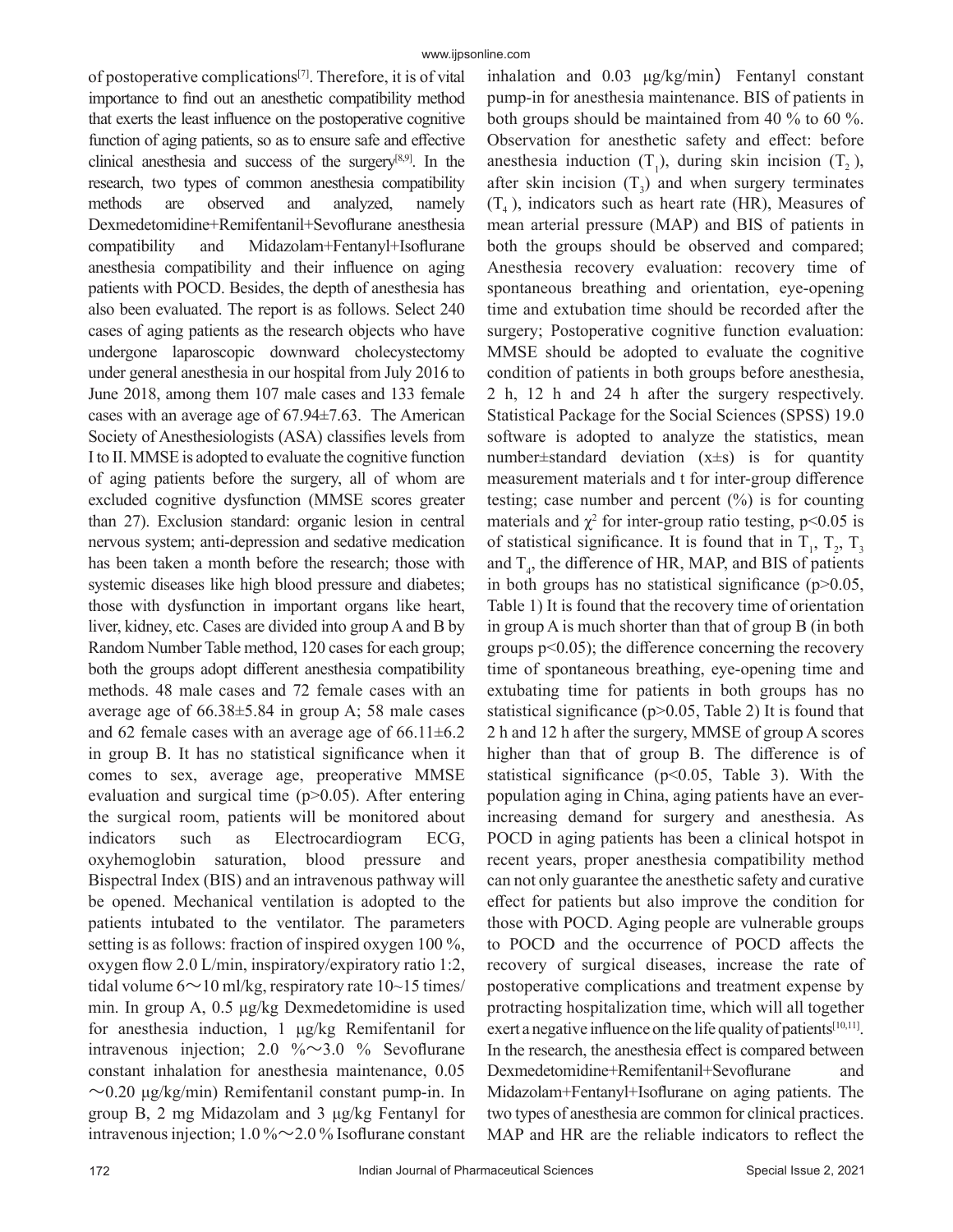of postoperative complications[7]. Therefore, it is of vital importance to find out an anesthetic compatibility method that exerts the least influence on the postoperative cognitive function of aging patients, so as to ensure safe and effective clinical anesthesia and success of the surgery[8,9]. In the research, two types of common anesthesia compatibility methods are observed and analyzed, namely Dexmedetomidine+Remifentanil+Sevoflurane anesthesia compatibility and Midazolam+Fentanyl+Isoflurane anesthesia compatibility and their influence on aging patients with POCD. Besides, the depth of anesthesia has also been evaluated. The report is as follows. Select 240 cases of aging patients as the research objects who have undergone laparoscopic downward cholecystectomy under general anesthesia in our hospital from July 2016 to June 2018, among them 107 male cases and 133 female cases with an average age of 67.94±7.63. The American Society of Anesthesiologists (ASA) classifies levels from I to II. MMSE is adopted to evaluate the cognitive function of aging patients before the surgery, all of whom are excluded cognitive dysfunction (MMSE scores greater than 27). Exclusion standard: organic lesion in central nervous system; anti-depression and sedative medication has been taken a month before the research; those with systemic diseases like high blood pressure and diabetes; those with dysfunction in important organs like heart, liver, kidney, etc. Cases are divided into group A and B by Random Number Table method, 120 cases for each group; both the groups adopt different anesthesia compatibility methods. 48 male cases and 72 female cases with an average age of 66.38±5.84 in group A; 58 male cases and 62 female cases with an average age of 66.11±6.2 in group B. It has no statistical significance when it comes to sex, average age, preoperative MMSE evaluation and surgical time ($p>0.05$). After entering the surgical room, patients will be monitored about indicators such as Electrocardiogram ECG, oxyhemoglobin saturation, blood pressure and Bispectral Index (BIS) and an intravenous pathway will be opened. Mechanical ventilation is adopted to the patients intubated to the ventilator. The parameters setting is as follows: fraction of inspired oxygen 100 %, oxygen flow 2.0 L/min, inspiratory/expiratory ratio 1:2, tidal volume 6～10 ml/kg, respiratory rate 10~15 times/min. In group A, 0.5 μg/kg Dexmedetomidine is used for anesthesia induction, 1 μg/kg Remifentanil for intravenous injection; 2.0 %～3.0 % Sevoflurane constant inhalation for anesthesia maintenance, 0.05 ～0.20 μg/kg/min) Remifentanil constant pump-in. In group B, 2 mg Midazolam and 3 μg/kg Fentanyl for intravenous injection; 1.0 %～2.0 % Isoflurane constant inhalation and 0.03 μg/kg/min) Fentanyl constant pump-in for anesthesia maintenance. BIS of patients in both groups should be maintained from 40 % to 60 %. Observation for anesthetic safety and effect: before anesthesia induction ($T_1$), during skin incision ($T_2$), after skin incision ($T_3$) and when surgery terminates ($T_4$), indicators such as heart rate (HR), Measures of mean arterial pressure (MAP) and BIS of patients in both the groups should be observed and compared; Anesthesia recovery evaluation: recovery time of spontaneous breathing and orientation, eye-opening time and extubation time should be recorded after the surgery; Postoperative cognitive function evaluation: MMSE should be adopted to evaluate the cognitive condition of patients in both groups before anesthesia, 2 h, 12 h and 24 h after the surgery respectively. Statistical Package for the Social Sciences (SPSS) 19.0 software is adopted to analyze the statistics, mean number±standard deviation (x±s) is for quantity measurement materials and t for inter-group difference testing; case number and percent (%) is for counting materials and $\chi^2$ for inter-group ratio testing, $p<0.05$ is of statistical significance. It is found that in $T_1$, $T_2$, $T_3$ and $T_4$, the difference of HR, MAP, and BIS of patients in both groups has no statistical significance ($p>0.05$, Table 1) It is found that the recovery time of orientation in group A is much shorter than that of group B (in both groups $p<0.05$); the difference concerning the recovery time of spontaneous breathing, eye-opening time and extubating time for patients in both groups has no statistical significance ($p>0.05$, Table 2) It is found that 2 h and 12 h after the surgery, MMSE of group A scores higher than that of group B. The difference is of statistical significance ($p<0.05$, Table 3). With the population aging in China, aging patients have an ever-increasing demand for surgery and anesthesia. As POCD in aging patients has been a clinical hotspot in recent years, proper anesthesia compatibility method can not only guarantee the anesthetic safety and curative effect for patients but also improve the condition for those with POCD. Aging people are vulnerable groups to POCD and the occurrence of POCD affects the recovery of surgical diseases, increase the rate of postoperative complications and treatment expense by protracting hospitalization time, which will all together exert a negative influence on the life quality of patients[10,11]. In the research, the anesthesia effect is compared between Dexmedetomidine+Remifentanil+Sevoflurane and Midazolam+Fentanyl+Isoflurane on aging patients. The two types of anesthesia are common for clinical practices. MAP and HR are the reliable indicators to reflect the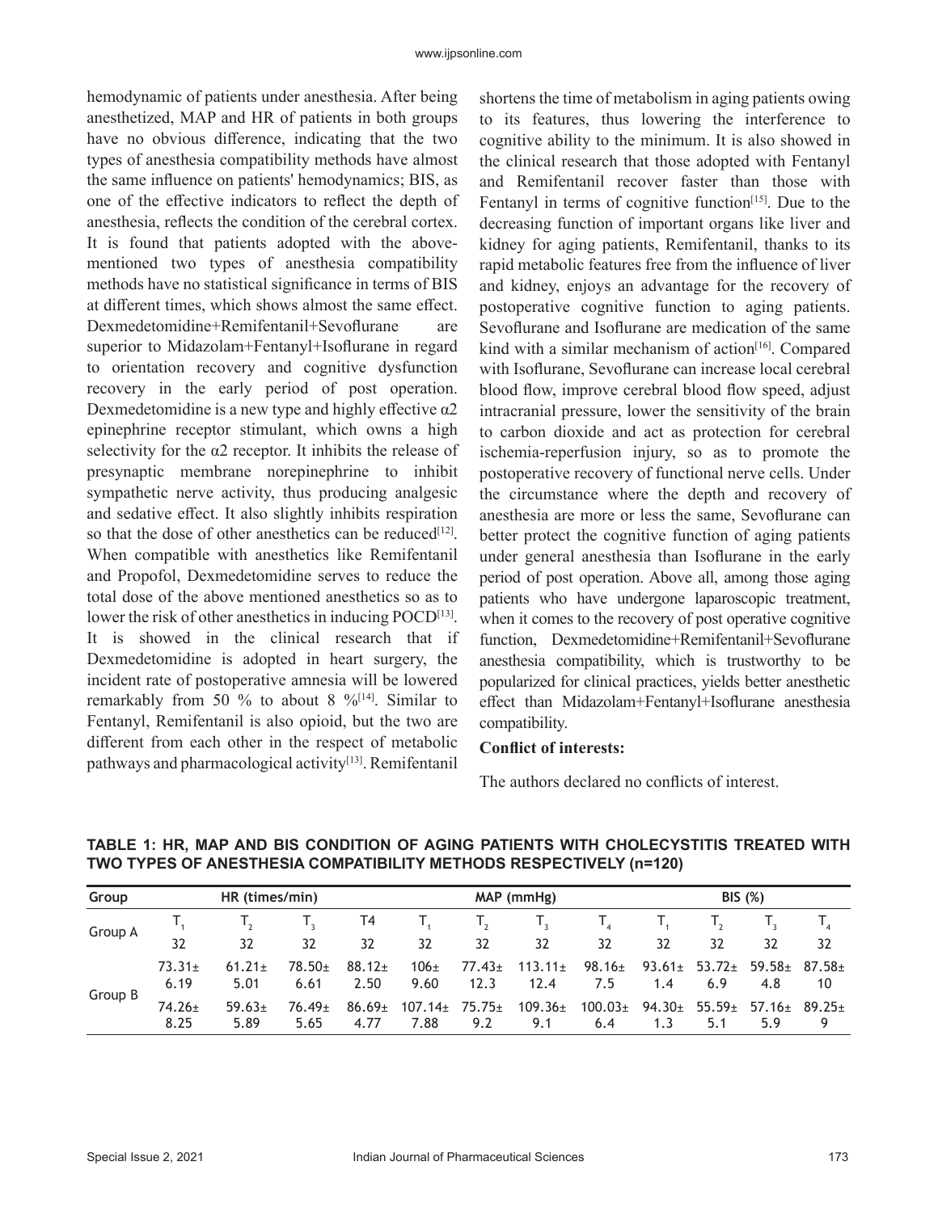hemodynamic of patients under anesthesia. After being anesthetized, MAP and HR of patients in both groups have no obvious difference, indicating that the two types of anesthesia compatibility methods have almost the same influence on patients' hemodynamics; BIS, as one of the effective indicators to reflect the depth of anesthesia, reflects the condition of the cerebral cortex. It is found that patients adopted with the above-mentioned two types of anesthesia compatibility methods have no statistical significance in terms of BIS at different times, which shows almost the same effect. Dexmedetomidine+Remifentanil+Sevoflurane are superior to Midazolam+Fentanyl+Isoflurane in regard to orientation recovery and cognitive dysfunction recovery in the early period of post operation. Dexmedetomidine is a new type and highly effective α2 epinephrine receptor stimulant, which owns a high selectivity for the α2 receptor. It inhibits the release of presynaptic membrane norepinephrine to inhibit sympathetic nerve activity, thus producing analgesic and sedative effect. It also slightly inhibits respiration so that the dose of other anesthetics can be reduced[12]. When compatible with anesthetics like Remifentanil and Propofol, Dexmedetomidine serves to reduce the total dose of the above mentioned anesthetics so as to lower the risk of other anesthetics in inducing POCD[13]. It is showed in the clinical research that if Dexmedetomidine is adopted in heart surgery, the incident rate of postoperative amnesia will be lowered remarkably from 50 % to about 8 %[14]. Similar to Fentanyl, Remifentanil is also opioid, but the two are different from each other in the respect of metabolic pathways and pharmacological activity[13]. Remifentanil shortens the time of metabolism in aging patients owing to its features, thus lowering the interference to cognitive ability to the minimum. It is also showed in the clinical research that those adopted with Fentanyl and Remifentanil recover faster than those with Fentanyl in terms of cognitive function[15]. Due to the decreasing function of important organs like liver and kidney for aging patients, Remifentanil, thanks to its rapid metabolic features free from the influence of liver and kidney, enjoys an advantage for the recovery of postoperative cognitive function to aging patients. Sevoflurane and Isoflurane are medication of the same kind with a similar mechanism of action[16]. Compared with Isoflurane, Sevoflurane can increase local cerebral blood flow, improve cerebral blood flow speed, adjust intracranial pressure, lower the sensitivity of the brain to carbon dioxide and act as protection for cerebral ischemia-reperfusion injury, so as to promote the postoperative recovery of functional nerve cells. Under the circumstance where the depth and recovery of anesthesia are more or less the same, Sevoflurane can better protect the cognitive function of aging patients under general anesthesia than Isoflurane in the early period of post operation. Above all, among those aging patients who have undergone laparoscopic treatment, when it comes to the recovery of post operative cognitive function, Dexmedetomidine+Remifentanil+Sevoflurane anesthesia compatibility, which is trustworthy to be popularized for clinical practices, yields better anesthetic effect than Midazolam+Fentanyl+Isoflurane anesthesia compatibility.

**Conflict of interests:**

The authors declared no conflicts of interest.

**TABLE 1: HR, MAP AND BIS CONDITION OF AGING PATIENTS WITH CHOLECYSTITIS TREATED WITH TWO TYPES OF ANESTHESIA COMPATIBILITY METHODS RESPECTIVELY (n=120)**

| Group | HR (times/min) | | | | MAP (mmHg) | | | | BIS (%) | | | |
|---|---|---|---|---|---|---|---|---|---|---|---|---|
| Group A | $T_1$ | $T_2$ | $T_3$ | T4 | $T_1$ | $T_2$ | $T_3$ | $T_4$ | $T_1$ | $T_2$ | $T_3$ | $T_4$ |
| | 32 | 32 | 32 | 32 | 32 | 32 | 32 | 32 | 32 | 32 | 32 | 32 |
| Group B | 73.31±6.19 | 61.21±5.01 | 78.50±6.61 | 88.12±2.50 | 106±9.60 | 77.43±12.3 | 113.11±12.4 | 98.16±7.5 | 93.61±1.4 | 53.72±6.9 | 59.58±4.8 | 87.58±10 |
| | 74.26±8.25 | 59.63±5.89 | 76.49±5.65 | 86.69±4.77 | 107.14±7.88 | 75.75±9.2 | 109.36±9.1 | 100.03±6.4 | 94.30±1.3 | 55.59±5.1 | 57.16±5.9 | 89.25±9 |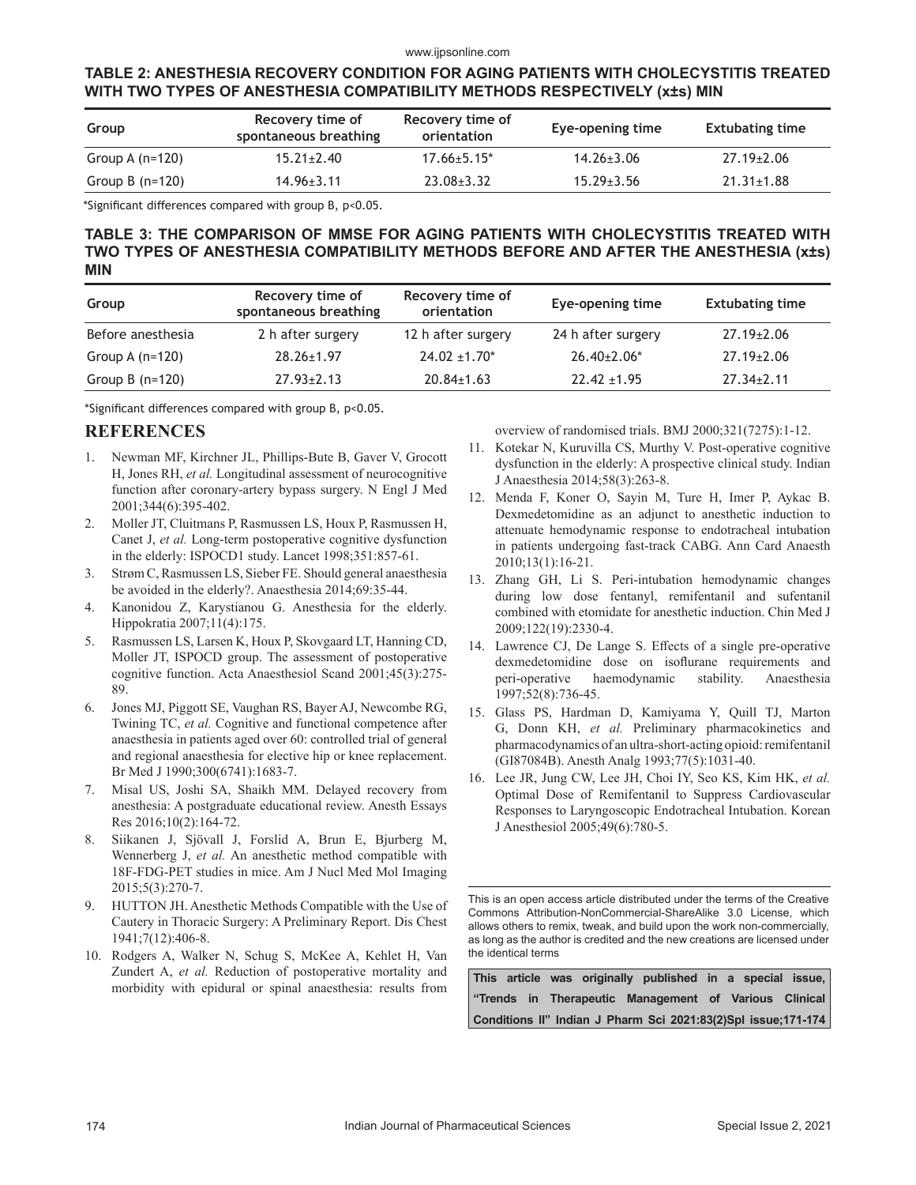**TABLE 2: ANESTHESIA RECOVERY CONDITION FOR AGING PATIENTS WITH CHOLECYSTITIS TREATED WITH TWO TYPES OF ANESTHESIA COMPATIBILITY METHODS RESPECTIVELY (x±s) MIN**

| Group | Recovery time of spontaneous breathing | Recovery time of orientation | Eye-opening time | Extubating time |
|---|---|---|---|---|
| Group A (n=120) | 15.21±2.40 | 17.66±5.15* | 14.26±3.06 | 27.19±2.06 |
| Group B (n=120) | 14.96±3.11 | 23.08±3.32 | 15.29±3.56 | 21.31±1.88 |

*Significant differences compared with group B, $p<0.05$.

**TABLE 3: THE COMPARISON OF MMSE FOR AGING PATIENTS WITH CHOLECYSTITIS TREATED WITH TWO TYPES OF ANESTHESIA COMPATIBILITY METHODS BEFORE AND AFTER THE ANESTHESIA (x±s) MIN**

| Group | Recovery time of spontaneous breathing | Recovery time of orientation | Eye-opening time | Extubating time |
|---|---|---|---|---|
| Before anesthesia | 2 h after surgery | 12 h after surgery | 24 h after surgery | 27.19±2.06 |
| Group A (n=120) | 28.26±1.97 | 24.02 ±1.70* | 26.40±2.06* | 27.19±2.06 |
| Group B (n=120) | 27.93±2.13 | 20.84±1.63 | 22.42 ±1.95 | 27.34±2.11 |

*Significant differences compared with group B, $p<0.05$.

## REFERENCES

1. Newman MF, Kirchner JL, Phillips-Bute B, Gaver V, Grocott H, Jones RH, *et al.* Longitudinal assessment of neurocognitive function after coronary-artery bypass surgery. N Engl J Med 2001;344(6):395-402.
2. Moller JT, Cluitmans P, Rasmussen LS, Houx P, Rasmussen H, Canet J, *et al.* Long-term postoperative cognitive dysfunction in the elderly: ISPOCD1 study. Lancet 1998;351:857-61.
3. Strøm C, Rasmussen LS, Sieber FE. Should general anaesthesia be avoided in the elderly?. Anaesthesia 2014;69:35-44.
4. Kanonidou Z, Karystianou G. Anesthesia for the elderly. Hippokratia 2007;11(4):175.
5. Rasmussen LS, Larsen K, Houx P, Skovgaard LT, Hanning CD, Moller JT, ISPOCD group. The assessment of postoperative cognitive function. Acta Anaesthesiol Scand 2001;45(3):275-89.
6. Jones MJ, Piggott SE, Vaughan RS, Bayer AJ, Newcombe RG, Twining TC, *et al.* Cognitive and functional competence after anaesthesia in patients aged over 60: controlled trial of general and regional anaesthesia for elective hip or knee replacement. Br Med J 1990;300(6741):1683-7.
7. Misal US, Joshi SA, Shaikh MM. Delayed recovery from anesthesia: A postgraduate educational review. Anesth Essays Res 2016;10(2):164-72.
8. Siikanen J, Sjövall J, Forslid A, Brun E, Bjurberg M, Wennerberg J, *et al.* An anesthetic method compatible with 18F-FDG-PET studies in mice. Am J Nucl Med Mol Imaging 2015;5(3):270-7.
9. HUTTON JH. Anesthetic Methods Compatible with the Use of Cautery in Thoracic Surgery: A Preliminary Report. Dis Chest 1941;7(12):406-8.
10. Rodgers A, Walker N, Schug S, McKee A, Kehlet H, Van Zundert A, *et al.* Reduction of postoperative mortality and morbidity with epidural or spinal anaesthesia: results from overview of randomised trials. BMJ 2000;321(7275):1-12.
11. Kotekar N, Kuruvilla CS, Murthy V. Post-operative cognitive dysfunction in the elderly: A prospective clinical study. Indian J Anaesthesia 2014;58(3):263-8.
12. Menda F, Koner O, Sayin M, Ture H, Imer P, Aykac B. Dexmedetomidine as an adjunct to anesthetic induction to attenuate hemodynamic response to endotracheal intubation in patients undergoing fast-track CABG. Ann Card Anaesth 2010;13(1):16-21.
13. Zhang GH, Li S. Peri-intubation hemodynamic changes during low dose fentanyl, remifentanil and sufentanil combined with etomidate for anesthetic induction. Chin Med J 2009;122(19):2330-4.
14. Lawrence CJ, De Lange S. Effects of a single pre-operative dexmedetomidine dose on isoflurane requirements and peri-operative haemodynamic stability. Anaesthesia 1997;52(8):736-45.
15. Glass PS, Hardman D, Kamiyama Y, Quill TJ, Marton G, Donn KH, *et al.* Preliminary pharmacokinetics and pharmacodynamics of an ultra-short-acting opioid: remifentanil (GI87084B). Anesth Analg 1993;77(5):1031-40.
16. Lee JR, Jung CW, Lee JH, Choi IY, Seo KS, Kim HK, *et al.* Optimal Dose of Remifentanil to Suppress Cardiovascular Responses to Laryngoscopic Endotracheal Intubation. Korean J Anesthesiol 2005;49(6):780-5.

This is an open access article distributed under the terms of the Creative Commons Attribution-NonCommercial-ShareAlike 3.0 License, which allows others to remix, tweak, and build upon the work non-commercially, as long as the author is credited and the new creations are licensed under the identical terms

**This article was originally published in a special issue, "Trends in Therapeutic Management of Various Clinical Conditions II" Indian J Pharm Sci 2021:83(2)Spl issue;171-174**